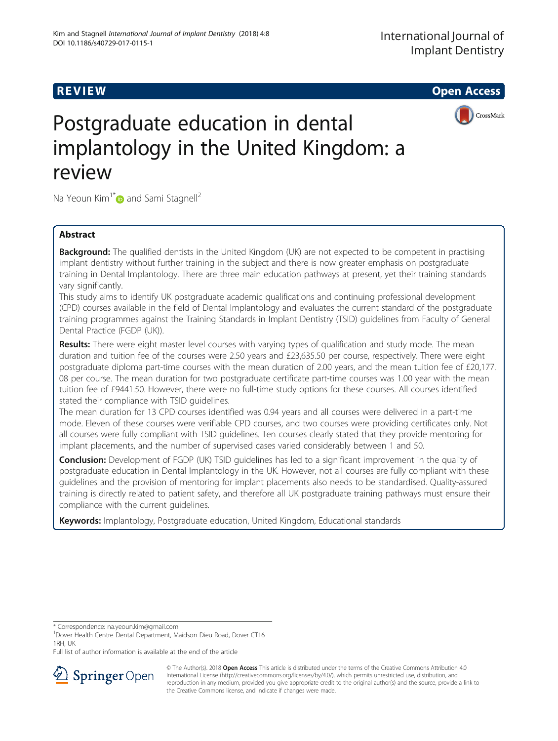REVIEW

Open Access

# Postgraduate education in dental implantology in the United Kingdom: a review

Na Yeoun Kim[1*] and Sami Stagnell[2]

## Abstract

**Background:** The qualified dentists in the United Kingdom (UK) are not expected to be competent in practising implant dentistry without further training in the subject and there is now greater emphasis on postgraduate training in Dental Implantology. There are three main education pathways at present, yet their training standards vary significantly.

This study aims to identify UK postgraduate academic qualifications and continuing professional development (CPD) courses available in the field of Dental Implantology and evaluates the current standard of the postgraduate training programmes against the Training Standards in Implant Dentistry (TSID) guidelines from Faculty of General Dental Practice (FGDP (UK)).

**Results:** There were eight master level courses with varying types of qualification and study mode. The mean duration and tuition fee of the courses were 2.50 years and £23,635.50 per course, respectively. There were eight postgraduate diploma part-time courses with the mean duration of 2.00 years, and the mean tuition fee of £20,177.08 per course. The mean duration for two postgraduate certificate part-time courses was 1.00 year with the mean tuition fee of £9441.50. However, there were no full-time study options for these courses. All courses identified stated their compliance with TSID guidelines.

The mean duration for 13 CPD courses identified was 0.94 years and all courses were delivered in a part-time mode. Eleven of these courses were verifiable CPD courses, and two courses were providing certificates only. Not all courses were fully compliant with TSID guidelines. Ten courses clearly stated that they provide mentoring for implant placements, and the number of supervised cases varied considerably between 1 and 50.

**Conclusion:** Development of FGDP (UK) TSID guidelines has led to a significant improvement in the quality of postgraduate education in Dental Implantology in the UK. However, not all courses are fully compliant with these guidelines and the provision of mentoring for implant placements also needs to be standardised. Quality-assured training is directly related to patient safety, and therefore all UK postgraduate training pathways must ensure their compliance with the current guidelines.

**Keywords:** Implantology, Postgraduate education, United Kingdom, Educational standards

\* Correspondence: na.yeoun.kim@gmail.com
[1]Dover Health Centre Dental Department, Maidson Dieu Road, Dover CT16 1RH, UK
Full list of author information is available at the end of the article

© The Author(s). 2018 **Open Access** This article is distributed under the terms of the Creative Commons Attribution 4.0 International License (http://creativecommons.org/licenses/by/4.0/), which permits unrestricted use, distribution, and reproduction in any medium, provided you give appropriate credit to the original author(s) and the source, provide a link to the Creative Commons license, and indicate if changes were made.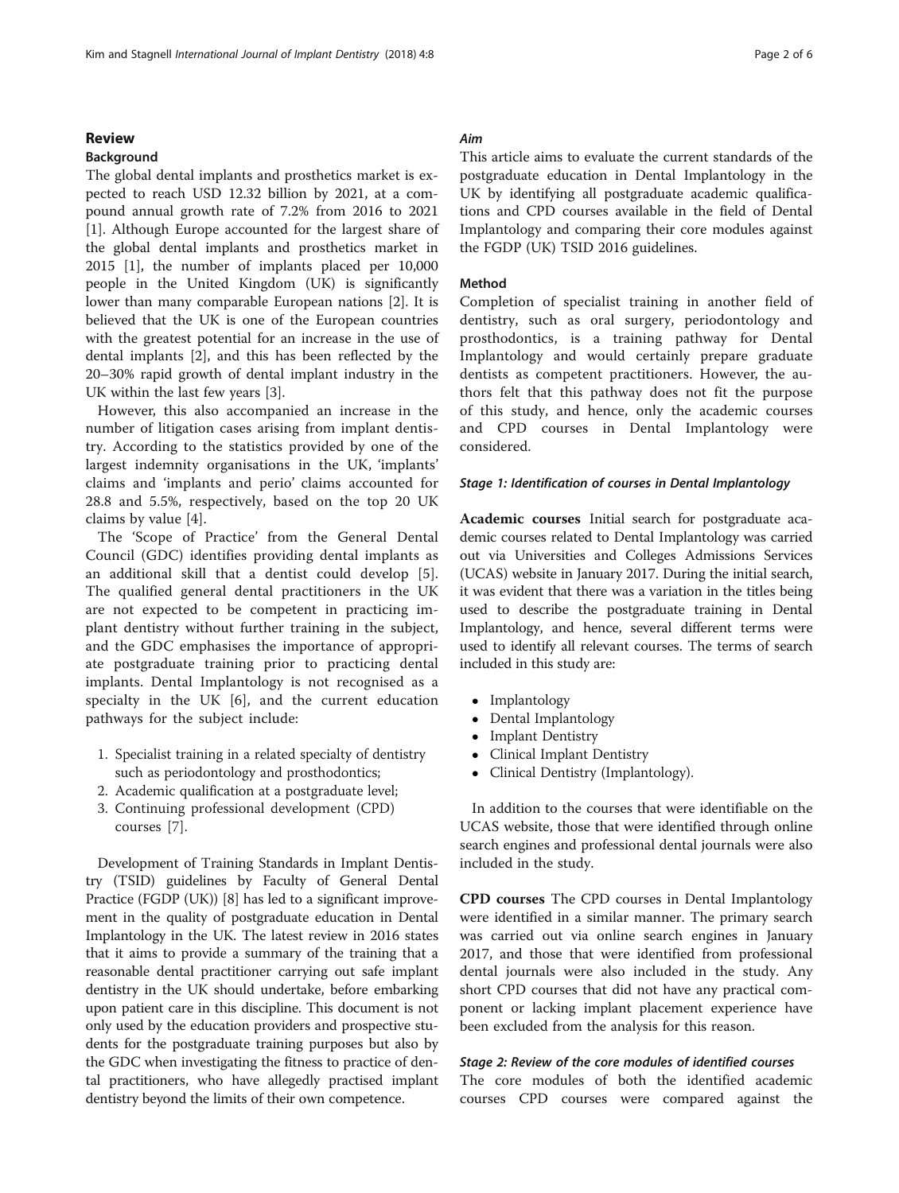## Review

### Background

The global dental implants and prosthetics market is expected to reach USD 12.32 billion by 2021, at a compound annual growth rate of 7.2% from 2016 to 2021 [1]. Although Europe accounted for the largest share of the global dental implants and prosthetics market in 2015 [1], the number of implants placed per 10,000 people in the United Kingdom (UK) is significantly lower than many comparable European nations [2]. It is believed that the UK is one of the European countries with the greatest potential for an increase in the use of dental implants [2], and this has been reflected by the 20–30% rapid growth of dental implant industry in the UK within the last few years [3].

However, this also accompanied an increase in the number of litigation cases arising from implant dentistry. According to the statistics provided by one of the largest indemnity organisations in the UK, 'implants' claims and 'implants and perio' claims accounted for 28.8 and 5.5%, respectively, based on the top 20 UK claims by value [4].

The 'Scope of Practice' from the General Dental Council (GDC) identifies providing dental implants as an additional skill that a dentist could develop [5]. The qualified general dental practitioners in the UK are not expected to be competent in practicing implant dentistry without further training in the subject, and the GDC emphasises the importance of appropriate postgraduate training prior to practicing dental implants. Dental Implantology is not recognised as a specialty in the UK [6], and the current education pathways for the subject include:

1. Specialist training in a related specialty of dentistry such as periodontology and prosthodontics;
2. Academic qualification at a postgraduate level;
3. Continuing professional development (CPD) courses [7].

Development of Training Standards in Implant Dentistry (TSID) guidelines by Faculty of General Dental Practice (FGDP (UK)) [8] has led to a significant improvement in the quality of postgraduate education in Dental Implantology in the UK. The latest review in 2016 states that it aims to provide a summary of the training that a reasonable dental practitioner carrying out safe implant dentistry in the UK should undertake, before embarking upon patient care in this discipline. This document is not only used by the education providers and prospective students for the postgraduate training purposes but also by the GDC when investigating the fitness to practice of dental practitioners, who have allegedly practised implant dentistry beyond the limits of their own competence.

#### Aim

This article aims to evaluate the current standards of the postgraduate education in Dental Implantology in the UK by identifying all postgraduate academic qualifications and CPD courses available in the field of Dental Implantology and comparing their core modules against the FGDP (UK) TSID 2016 guidelines.

#### Method

Completion of specialist training in another field of dentistry, such as oral surgery, periodontology and prosthodontics, is a training pathway for Dental Implantology and would certainly prepare graduate dentists as competent practitioners. However, the authors felt that this pathway does not fit the purpose of this study, and hence, only the academic courses and CPD courses in Dental Implantology were considered.

##### *Stage 1: Identification of courses in Dental Implantology*

**Academic courses** Initial search for postgraduate academic courses related to Dental Implantology was carried out via Universities and Colleges Admissions Services (UCAS) website in January 2017. During the initial search, it was evident that there was a variation in the titles being used to describe the postgraduate training in Dental Implantology, and hence, several different terms were used to identify all relevant courses. The terms of search included in this study are:

- Implantology
- Dental Implantology
- Implant Dentistry
- Clinical Implant Dentistry
- Clinical Dentistry (Implantology).

In addition to the courses that were identifiable on the UCAS website, those that were identified through online search engines and professional dental journals were also included in the study.

**CPD courses** The CPD courses in Dental Implantology were identified in a similar manner. The primary search was carried out via online search engines in January 2017, and those that were identified from professional dental journals were also included in the study. Any short CPD courses that did not have any practical component or lacking implant placement experience have been excluded from the analysis for this reason.

##### *Stage 2: Review of the core modules of identified courses*

The core modules of both the identified academic courses CPD courses were compared against the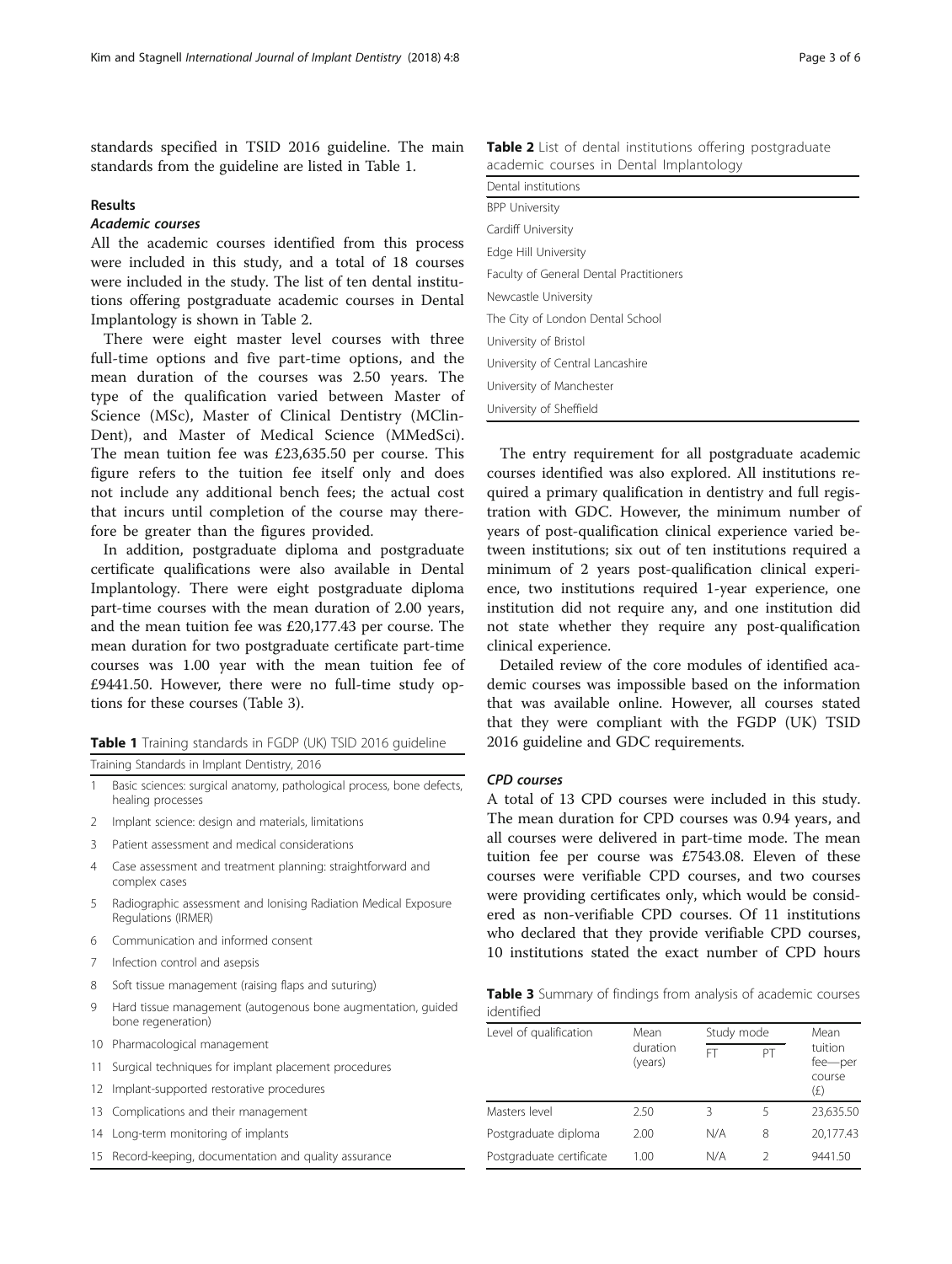standards specified in TSID 2016 guideline. The main standards from the guideline are listed in Table 1.

## Results

### *Academic courses*

All the academic courses identified from this process were included in this study, and a total of 18 courses were included in the study. The list of ten dental institutions offering postgraduate academic courses in Dental Implantology is shown in Table 2.

There were eight master level courses with three full-time options and five part-time options, and the mean duration of the courses was 2.50 years. The type of the qualification varied between Master of Science (MSc), Master of Clinical Dentistry (MClinDent), and Master of Medical Science (MMedSci). The mean tuition fee was £23,635.50 per course. This figure refers to the tuition fee itself only and does not include any additional bench fees; the actual cost that incurs until completion of the course may therefore be greater than the figures provided.

In addition, postgraduate diploma and postgraduate certificate qualifications were also available in Dental Implantology. There were eight postgraduate diploma part-time courses with the mean duration of 2.00 years, and the mean tuition fee was £20,177.43 per course. The mean duration for two postgraduate certificate part-time courses was 1.00 year with the mean tuition fee of £9441.50. However, there were no full-time study options for these courses (Table 3).

**Table 1** Training standards in FGDP (UK) TSID 2016 guideline

| Training Standards in Implant Dentistry, 2016 | |
|---|---|
| 1 | Basic sciences: surgical anatomy, pathological process, bone defects, healing processes |
| 2 | Implant science: design and materials, limitations |
| 3 | Patient assessment and medical considerations |
| 4 | Case assessment and treatment planning: straightforward and complex cases |
| 5 | Radiographic assessment and Ionising Radiation Medical Exposure Regulations (IRMER) |
| 6 | Communication and informed consent |
| 7 | Infection control and asepsis |
| 8 | Soft tissue management (raising flaps and suturing) |
| 9 | Hard tissue management (autogenous bone augmentation, guided bone regeneration) |
| 10 | Pharmacological management |
| 11 | Surgical techniques for implant placement procedures |
| 12 | Implant-supported restorative procedures |
| 13 | Complications and their management |
| 14 | Long-term monitoring of implants |
| 15 | Record-keeping, documentation and quality assurance |

**Table 2** List of dental institutions offering postgraduate academic courses in Dental Implantology

| Dental institutions |
|---|
| BPP University |
| Cardiff University |
| Edge Hill University |
| Faculty of General Dental Practitioners |
| Newcastle University |
| The City of London Dental School |
| University of Bristol |
| University of Central Lancashire |
| University of Manchester |
| University of Sheffield |

The entry requirement for all postgraduate academic courses identified was also explored. All institutions required a primary qualification in dentistry and full registration with GDC. However, the minimum number of years of post-qualification clinical experience varied between institutions; six out of ten institutions required a minimum of 2 years post-qualification clinical experience, two institutions required 1-year experience, one institution did not require any, and one institution did not state whether they require any post-qualification clinical experience.

Detailed review of the core modules of identified academic courses was impossible based on the information that was available online. However, all courses stated that they were compliant with the FGDP (UK) TSID 2016 guideline and GDC requirements.

### *CPD courses*

A total of 13 CPD courses were included in this study. The mean duration for CPD courses was 0.94 years, and all courses were delivered in part-time mode. The mean tuition fee per course was £7543.08. Eleven of these courses were verifiable CPD courses, and two courses were providing certificates only, which would be considered as non-verifiable CPD courses. Of 11 institutions who declared that they provide verifiable CPD courses, 10 institutions stated the exact number of CPD hours

**Table 3** Summary of findings from analysis of academic courses identified

| Level of qualification | Mean duration (years) | Study mode | | Mean tuition fee—per course (£) |
|---|---|---|---|---|
| | | FT | PT | |
| Masters level | 2.50 | 3 | 5 | 23,635.50 |
| Postgraduate diploma | 2.00 | N/A | 8 | 20,177.43 |
| Postgraduate certificate | 1.00 | N/A | 2 | 9441.50 |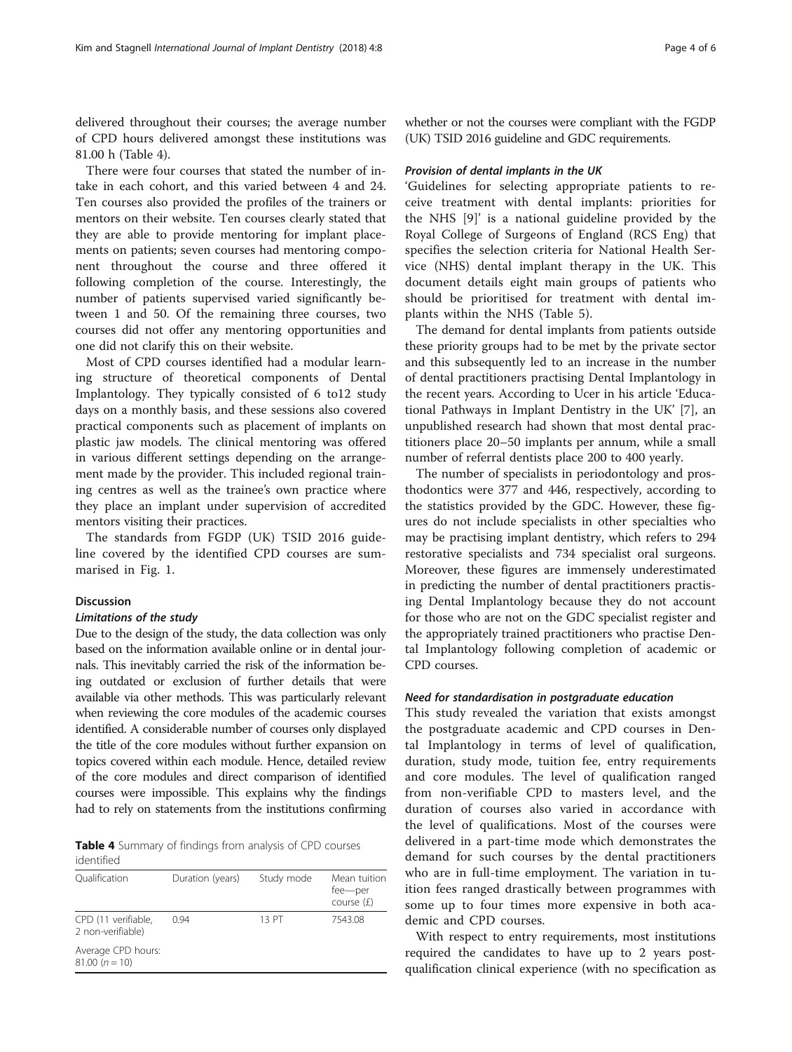delivered throughout their courses; the average number of CPD hours delivered amongst these institutions was 81.00 h (Table 4).

There were four courses that stated the number of intake in each cohort, and this varied between 4 and 24. Ten courses also provided the profiles of the trainers or mentors on their website. Ten courses clearly stated that they are able to provide mentoring for implant placements on patients; seven courses had mentoring component throughout the course and three offered it following completion of the course. Interestingly, the number of patients supervised varied significantly between 1 and 50. Of the remaining three courses, two courses did not offer any mentoring opportunities and one did not clarify this on their website.

Most of CPD courses identified had a modular learning structure of theoretical components of Dental Implantology. They typically consisted of 6 to12 study days on a monthly basis, and these sessions also covered practical components such as placement of implants on plastic jaw models. The clinical mentoring was offered in various different settings depending on the arrangement made by the provider. This included regional training centres as well as the trainee's own practice where they place an implant under supervision of accredited mentors visiting their practices.

The standards from FGDP (UK) TSID 2016 guideline covered by the identified CPD courses are summarised in Fig. 1.

## Discussion

### Limitations of the study

Due to the design of the study, the data collection was only based on the information available online or in dental journals. This inevitably carried the risk of the information being outdated or exclusion of further details that were available via other methods. This was particularly relevant when reviewing the core modules of the academic courses identified. A considerable number of courses only displayed the title of the core modules without further expansion on topics covered within each module. Hence, detailed review of the core modules and direct comparison of identified courses were impossible. This explains why the findings had to rely on statements from the institutions confirming whether or not the courses were compliant with the FGDP (UK) TSID 2016 guideline and GDC requirements.

**Table 4** Summary of findings from analysis of CPD courses identified

| Qualification | Duration (years) | Study mode | Mean tuition fee—per course (£) |
|---|---|---|---|
| CPD (11 verifiable, 2 non-verifiable) | 0.94 | 13 PT | 7543.08 |
| Average CPD hours: 81.00 ($n = 10$) | | | |

### Provision of dental implants in the UK

'Guidelines for selecting appropriate patients to receive treatment with dental implants: priorities for the NHS [9]' is a national guideline provided by the Royal College of Surgeons of England (RCS Eng) that specifies the selection criteria for National Health Service (NHS) dental implant therapy in the UK. This document details eight main groups of patients who should be prioritised for treatment with dental implants within the NHS (Table 5).

The demand for dental implants from patients outside these priority groups had to be met by the private sector and this subsequently led to an increase in the number of dental practitioners practising Dental Implantology in the recent years. According to Ucer in his article 'Educational Pathways in Implant Dentistry in the UK' [7], an unpublished research had shown that most dental practitioners place 20–50 implants per annum, while a small number of referral dentists place 200 to 400 yearly.

The number of specialists in periodontology and prosthodontics were 377 and 446, respectively, according to the statistics provided by the GDC. However, these figures do not include specialists in other specialties who may be practising implant dentistry, which refers to 294 restorative specialists and 734 specialist oral surgeons. Moreover, these figures are immensely underestimated in predicting the number of dental practitioners practising Dental Implantology because they do not account for those who are not on the GDC specialist register and the appropriately trained practitioners who practise Dental Implantology following completion of academic or CPD courses.

### Need for standardisation in postgraduate education

This study revealed the variation that exists amongst the postgraduate academic and CPD courses in Dental Implantology in terms of level of qualification, duration, study mode, tuition fee, entry requirements and core modules. The level of qualification ranged from non-verifiable CPD to masters level, and the duration of courses also varied in accordance with the level of qualifications. Most of the courses were delivered in a part-time mode which demonstrates the demand for such courses by the dental practitioners who are in full-time employment. The variation in tuition fees ranged drastically between programmes with some up to four times more expensive in both academic and CPD courses.

With respect to entry requirements, most institutions required the candidates to have up to 2 years post-qualification clinical experience (with no specification as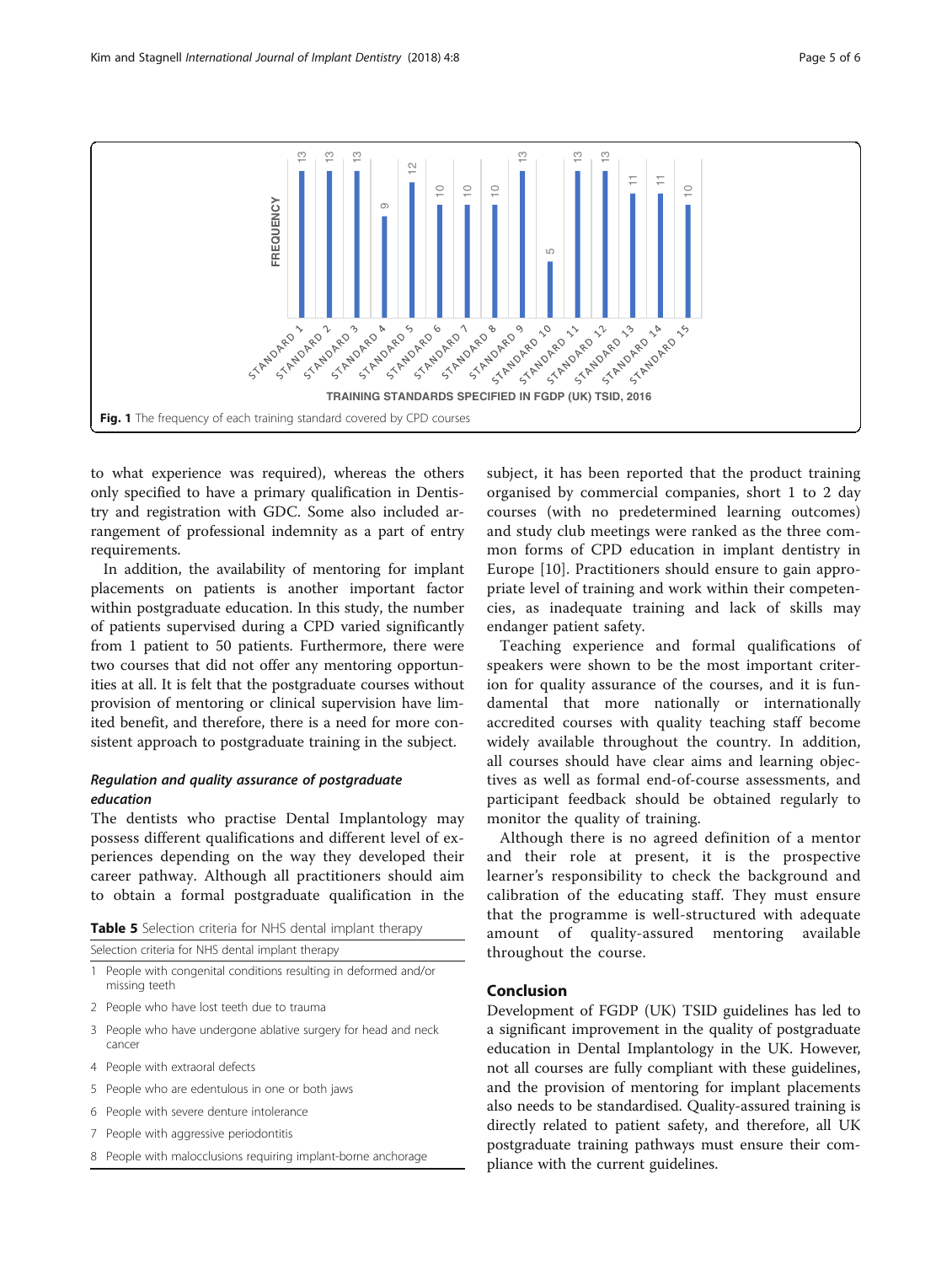Fig. 1 The frequency of each training standard covered by CPD courses

to what experience was required), whereas the others only specified to have a primary qualification in Dentistry and registration with GDC. Some also included arrangement of professional indemnity as a part of entry requirements.

In addition, the availability of mentoring for implant placements on patients is another important factor within postgraduate education. In this study, the number of patients supervised during a CPD varied significantly from 1 patient to 50 patients. Furthermore, there were two courses that did not offer any mentoring opportunities at all. It is felt that the postgraduate courses without provision of mentoring or clinical supervision have limited benefit, and therefore, there is a need for more consistent approach to postgraduate training in the subject.

### Regulation and quality assurance of postgraduate education

The dentists who practise Dental Implantology may possess different qualifications and different level of experiences depending on the way they developed their career pathway. Although all practitioners should aim to obtain a formal postgraduate qualification in the subject, it has been reported that the product training organised by commercial companies, short 1 to 2 day courses (with no predetermined learning outcomes) and study club meetings were ranked as the three common forms of CPD education in implant dentistry in Europe [10]. Practitioners should ensure to gain appropriate level of training and work within their competencies, as inadequate training and lack of skills may endanger patient safety.

**Table 5** Selection criteria for NHS dental implant therapy

| | Selection criteria for NHS dental implant therapy |
|---|---|
| 1 | People with congenital conditions resulting in deformed and/or missing teeth |
| 2 | People who have lost teeth due to trauma |
| 3 | People who have undergone ablative surgery for head and neck cancer |
| 4 | People with extraoral defects |
| 5 | People who are edentulous in one or both jaws |
| 6 | People with severe denture intolerance |
| 7 | People with aggressive periodontitis |
| 8 | People with malocclusions requiring implant-borne anchorage |

Teaching experience and formal qualifications of speakers were shown to be the most important criterion for quality assurance of the courses, and it is fundamental that more nationally or internationally accredited courses with quality teaching staff become widely available throughout the country. In addition, all courses should have clear aims and learning objectives as well as formal end-of-course assessments, and participant feedback should be obtained regularly to monitor the quality of training.

Although there is no agreed definition of a mentor and their role at present, it is the prospective learner's responsibility to check the background and calibration of the educating staff. They must ensure that the programme is well-structured with adequate amount of quality-assured mentoring available throughout the course.

## Conclusion

Development of FGDP (UK) TSID guidelines has led to a significant improvement in the quality of postgraduate education in Dental Implantology in the UK. However, not all courses are fully compliant with these guidelines, and the provision of mentoring for implant placements also needs to be standardised. Quality-assured training is directly related to patient safety, and therefore, all UK postgraduate training pathways must ensure their compliance with the current guidelines.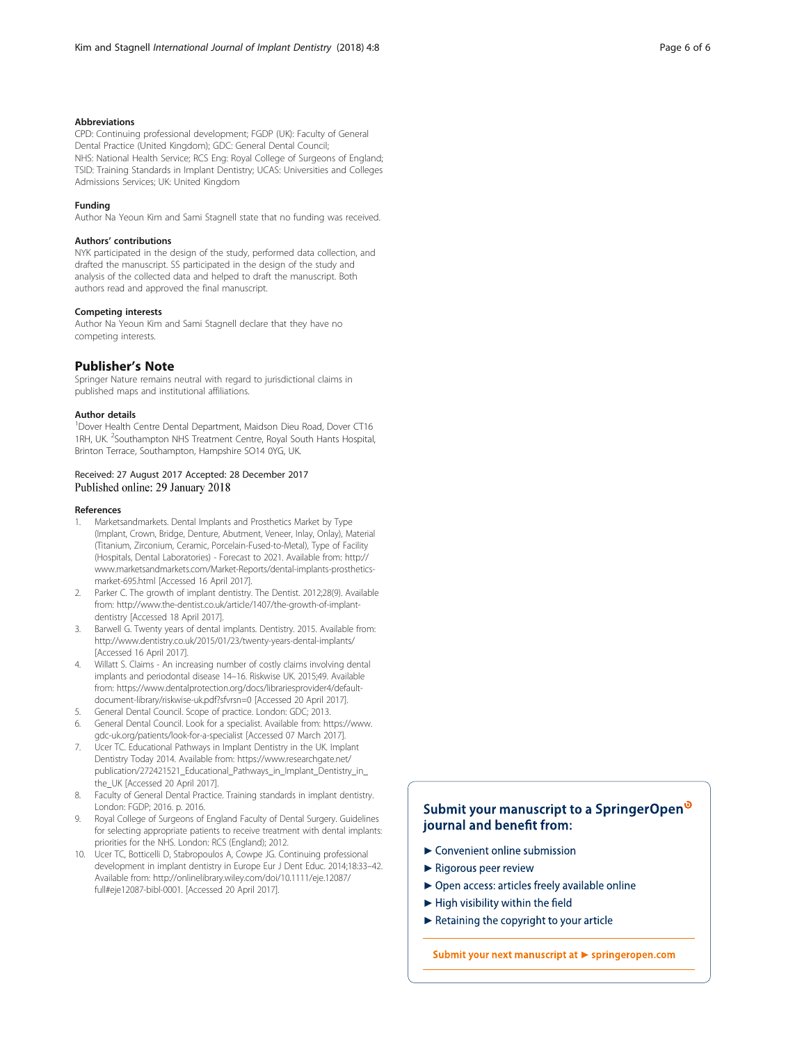### Abbreviations

CPD: Continuing professional development; FGDP (UK): Faculty of General Dental Practice (United Kingdom); GDC: General Dental Council; NHS: National Health Service; RCS Eng: Royal College of Surgeons of England; TSID: Training Standards in Implant Dentistry; UCAS: Universities and Colleges Admissions Services; UK: United Kingdom

### Funding

Author Na Yeoun Kim and Sami Stagnell state that no funding was received.

### Authors' contributions

NYK participated in the design of the study, performed data collection, and drafted the manuscript. SS participated in the design of the study and analysis of the collected data and helped to draft the manuscript. Both authors read and approved the final manuscript.

### Competing interests

Author Na Yeoun Kim and Sami Stagnell declare that they have no competing interests.

## Publisher's Note

Springer Nature remains neutral with regard to jurisdictional claims in published maps and institutional affiliations.

### Author details

[1]Dover Health Centre Dental Department, Maidson Dieu Road, Dover CT16 1RH, UK. [2]Southampton NHS Treatment Centre, Royal South Hants Hospital, Brinton Terrace, Southampton, Hampshire SO14 0YG, UK.

Received: 27 August 2017 Accepted: 28 December 2017
Published online: 29 January 2018

### References

1. Marketsandmarkets. Dental Implants and Prosthetics Market by Type (Implant, Crown, Bridge, Denture, Abutment, Veneer, Inlay, Onlay), Material (Titanium, Zirconium, Ceramic, Porcelain-Fused-to-Metal), Type of Facility (Hospitals, Dental Laboratories) - Forecast to 2021. Available from: http://www.marketsandmarkets.com/Market-Reports/dental-implants-prosthetics-market-695.html [Accessed 16 April 2017].
2. Parker C. The growth of implant dentistry. The Dentist. 2012;28(9). Available from: http://www.the-dentist.co.uk/article/1407/the-growth-of-implant-dentistry [Accessed 18 April 2017].
3. Barwell G. Twenty years of dental implants. Dentistry. 2015. Available from: http://www.dentistry.co.uk/2015/01/23/twenty-years-dental-implants/ [Accessed 16 April 2017].
4. Willatt S. Claims - An increasing number of costly claims involving dental implants and periodontal disease 14–16. Riskwise UK. 2015;49. Available from: https://www.dentalprotection.org/docs/librariesprovider4/default-document-library/riskwise-uk.pdf?sfvrsn=0 [Accessed 20 April 2017].
5. General Dental Council. Scope of practice. London: GDC; 2013.
6. General Dental Council. Look for a specialist. Available from: https://www.gdc-uk.org/patients/look-for-a-specialist [Accessed 07 March 2017].
7. Ucer TC. Educational Pathways in Implant Dentistry in the UK. Implant Dentistry Today 2014. Available from: https://www.researchgate.net/publication/272421521_Educational_Pathways_in_Implant_Dentistry_in_the_UK [Accessed 20 April 2017].
8. Faculty of General Dental Practice. Training standards in implant dentistry. London: FGDP; 2016. p. 2016.
9. Royal College of Surgeons of England Faculty of Dental Surgery. Guidelines for selecting appropriate patients to receive treatment with dental implants: priorities for the NHS. London: RCS (England); 2012.
10. Ucer TC, Botticelli D, Stabropoulos A, Cowpe JG. Continuing professional development in implant dentistry in Europe Eur J Dent Educ. 2014;18:33–42. Available from: http://onlinelibrary.wiley.com/doi/10.1111/eje.12087/full#eje12087-bibl-0001. [Accessed 20 April 2017].